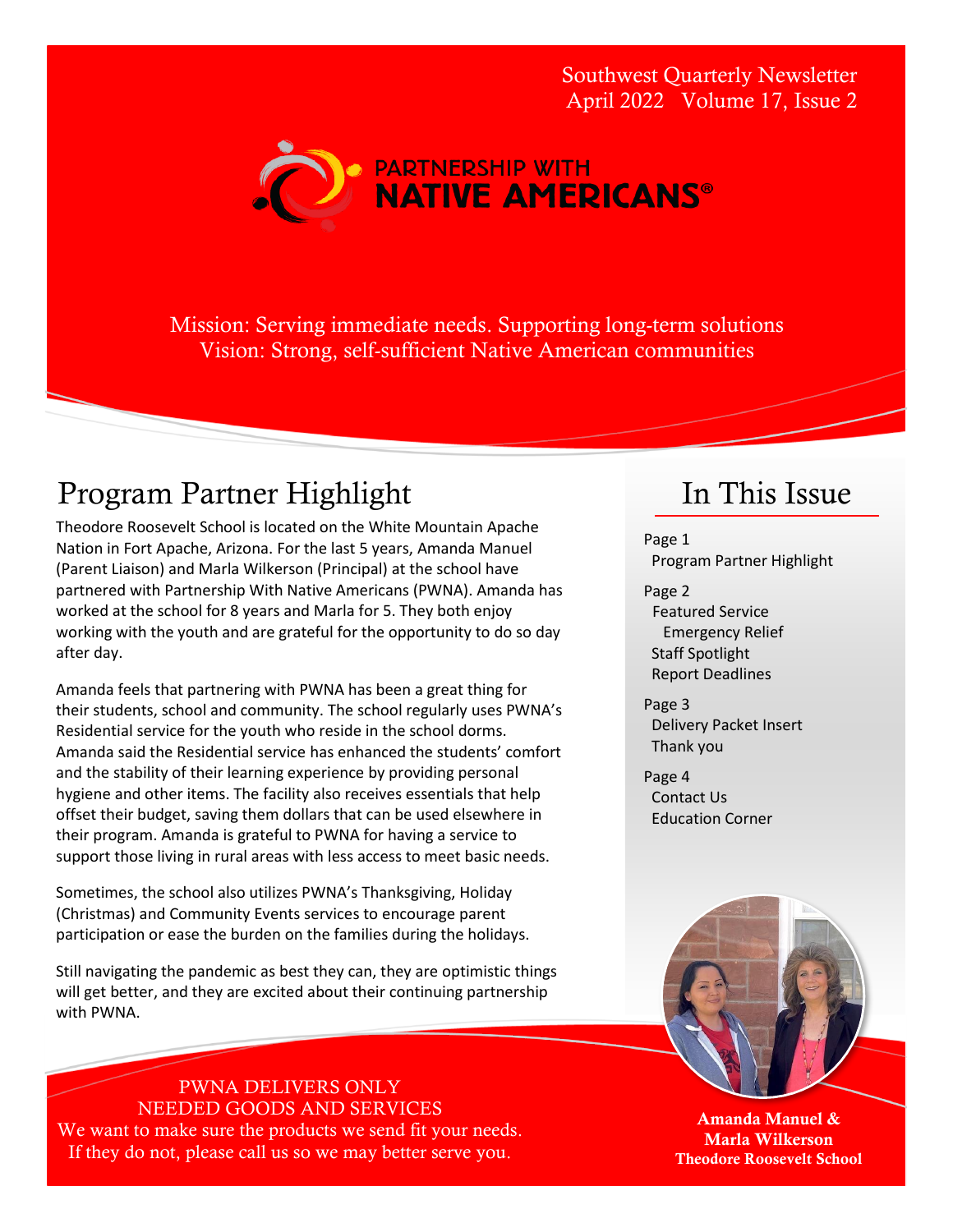Southwest Quarterly Newsletter
April 2022 Volume 17, Issue 2

PARTNERSHIP WITH
**NATIVE AMERICANS®**

Mission: Serving immediate needs. Supporting long-term solutions
Vision: Strong, self-sufficient Native American communities

# Program Partner Highlight

Theodore Roosevelt School is located on the White Mountain Apache Nation in Fort Apache, Arizona. For the last 5 years, Amanda Manuel (Parent Liaison) and Marla Wilkerson (Principal) at the school have partnered with Partnership With Native Americans (PWNA). Amanda has worked at the school for 8 years and Marla for 5. They both enjoy working with the youth and are grateful for the opportunity to do so day after day.

Amanda feels that partnering with PWNA has been a great thing for their students, school and community. The school regularly uses PWNA's Residential service for the youth who reside in the school dorms. Amanda said the Residential service has enhanced the students' comfort and the stability of their learning experience by providing personal hygiene and other items. The facility also receives essentials that help offset their budget, saving them dollars that can be used elsewhere in their program. Amanda is grateful to PWNA for having a service to support those living in rural areas with less access to meet basic needs.

Sometimes, the school also utilizes PWNA's Thanksgiving, Holiday (Christmas) and Community Events services to encourage parent participation or ease the burden on the families during the holidays.

Still navigating the pandemic as best they can, they are optimistic things will get better, and they are excited about their continuing partnership with PWNA.

# In This Issue

Page 1
- Program Partner Highlight

Page 2
- Featured Service
  - Emergency Relief
- Staff Spotlight
- Report Deadlines

Page 3
- Delivery Packet Insert
- Thank you

Page 4
- Contact Us
- Education Corner

**Amanda Manuel & Marla Wilkerson**
**Theodore Roosevelt School**

PWNA DELIVERS ONLY NEEDED GOODS AND SERVICES

We want to make sure the products we send fit your needs. If they do not, please call us so we may better serve you.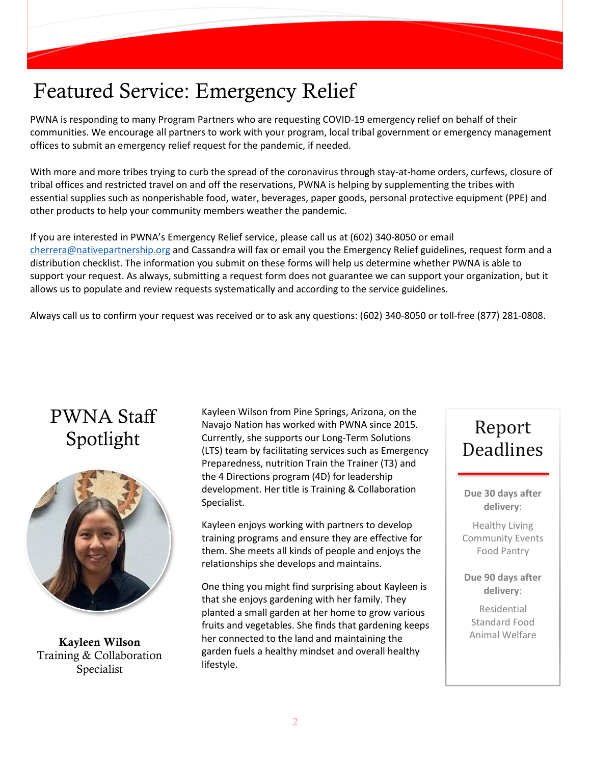# Featured Service: Emergency Relief

PWNA is responding to many Program Partners who are requesting COVID-19 emergency relief on behalf of their communities. We encourage all partners to work with your program, local tribal government or emergency management offices to submit an emergency relief request for the pandemic, if needed.

With more and more tribes trying to curb the spread of the coronavirus through stay-at-home orders, curfews, closure of tribal offices and restricted travel on and off the reservations, PWNA is helping by supplementing the tribes with essential supplies such as nonperishable food, water, beverages, paper goods, personal protective equipment (PPE) and other products to help your community members weather the pandemic.

If you are interested in PWNA's Emergency Relief service, please call us at (602) 340-8050 or email cherrera@nativepartnership.org and Cassandra will fax or email you the Emergency Relief guidelines, request form and a distribution checklist. The information you submit on these forms will help us determine whether PWNA is able to support your request. As always, submitting a request form does not guarantee we can support your organization, but it allows us to populate and review requests systematically and according to the service guidelines.

Always call us to confirm your request was received or to ask any questions: (602) 340-8050 or toll-free (877) 281-0808.

## PWNA Staff Spotlight

**Kayleen Wilson**
Training & Collaboration Specialist

Kayleen Wilson from Pine Springs, Arizona, on the Navajo Nation has worked with PWNA since 2015. Currently, she supports our Long-Term Solutions (LTS) team by facilitating services such as Emergency Preparedness, nutrition Train the Trainer (T3) and the 4 Directions program (4D) for leadership development. Her title is Training & Collaboration Specialist.

Kayleen enjoys working with partners to develop training programs and ensure they are effective for them. She meets all kinds of people and enjoys the relationships she develops and maintains.

One thing you might find surprising about Kayleen is that she enjoys gardening with her family. They planted a small garden at her home to grow various fruits and vegetables. She finds that gardening keeps her connected to the land and maintaining the garden fuels a healthy mindset and overall healthy lifestyle.

## Report Deadlines

**Due 30 days after delivery**:

Healthy Living
Community Events
Food Pantry

**Due 90 days after delivery**:

Residential
Standard Food
Animal Welfare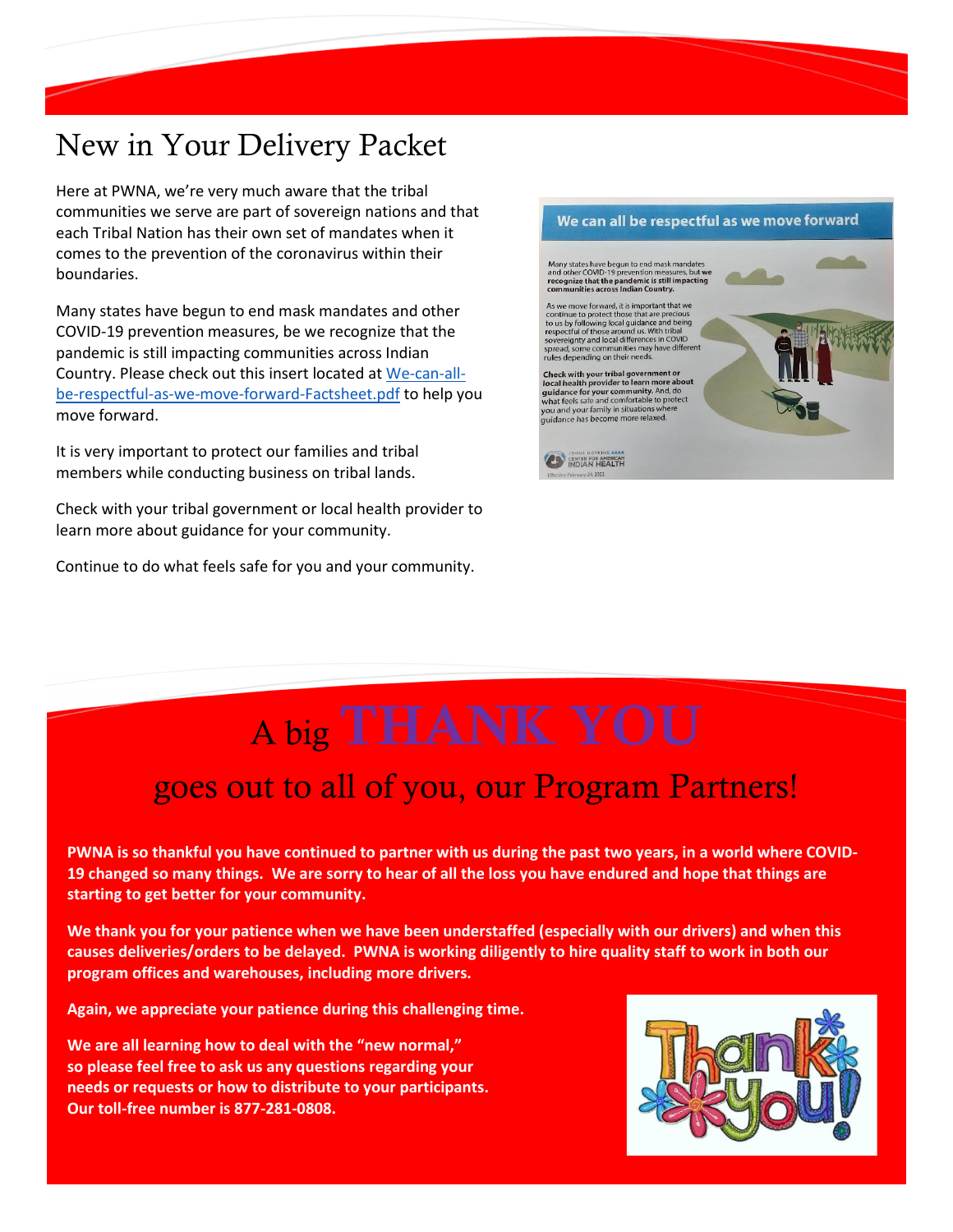# New in Your Delivery Packet

Here at PWNA, we're very much aware that the tribal communities we serve are part of sovereign nations and that each Tribal Nation has their own set of mandates when it comes to the prevention of the coronavirus within their boundaries.

Many states have begun to end mask mandates and other COVID-19 prevention measures, be we recognize that the pandemic is still impacting communities across Indian Country. Please check out this insert located at We-can-all-be-respectful-as-we-move-forward-Factsheet.pdf to help you move forward.

It is very important to protect our families and tribal members while conducting business on tribal lands.

Check with your tribal government or local health provider to learn more about guidance for your community.

Continue to do what feels safe for you and your community.

# A big THANK YOU

## goes out to all of you, our Program Partners!

**PWNA is so thankful you have continued to partner with us during the past two years, in a world where COVID-19 changed so many things. We are sorry to hear of all the loss you have endured and hope that things are starting to get better for your community.**

**We thank you for your patience when we have been understaffed (especially with our drivers) and when this causes deliveries/orders to be delayed. PWNA is working diligently to hire quality staff to work in both our program offices and warehouses, including more drivers.**

**Again, we appreciate your patience during this challenging time.**

**We are all learning how to deal with the "new normal," so please feel free to ask us any questions regarding your needs or requests or how to distribute to your participants. Our toll-free number is 877-281-0808.**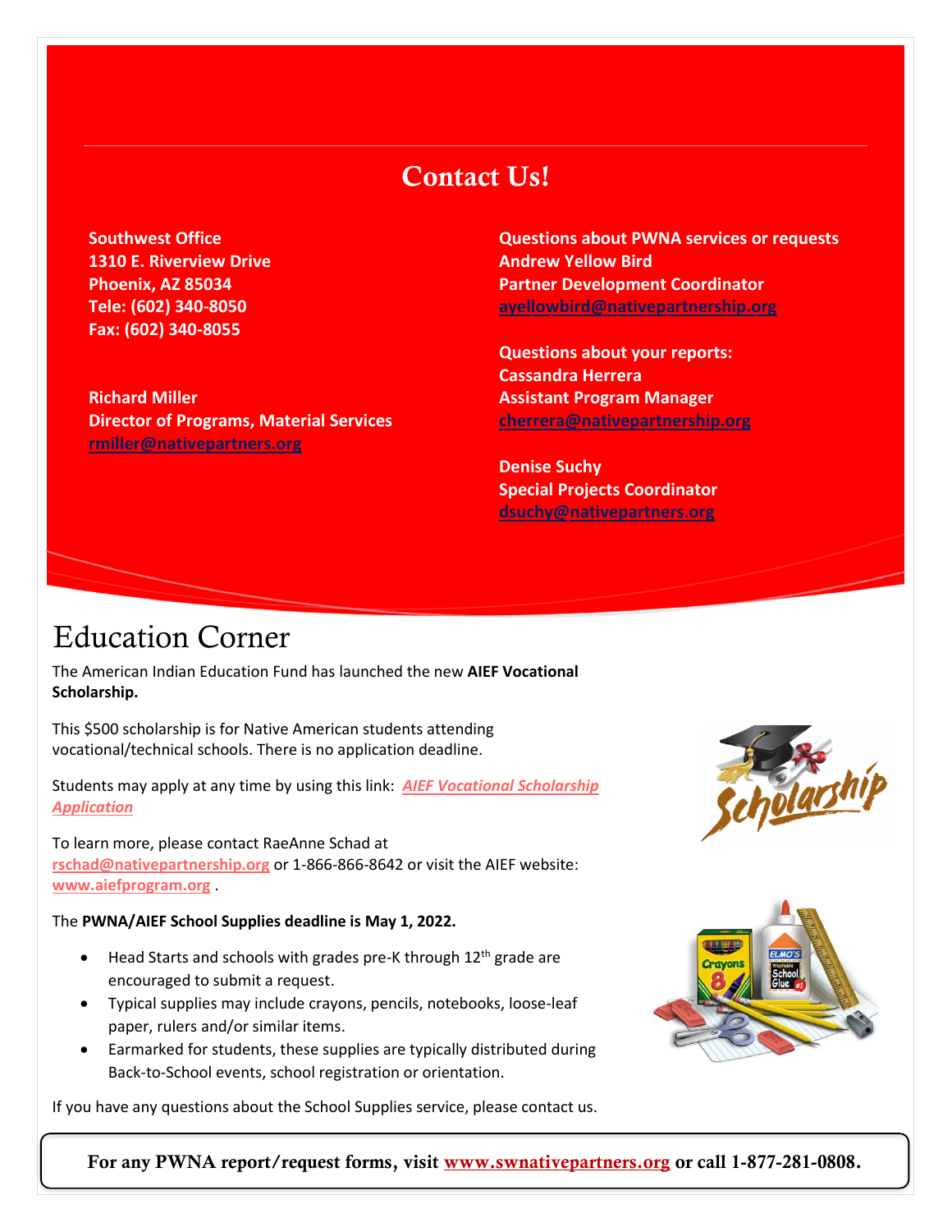## Contact Us!

**Southwest Office**
**1310 E. Riverview Drive**
**Phoenix, AZ 85034**
**Tele: (602) 340-8050**
**Fax: (602) 340-8055**

**Richard Miller**
**Director of Programs, Material Services**
**rmiller@nativepartners.org**

**Questions about PWNA services or requests**
**Andrew Yellow Bird**
**Partner Development Coordinator**
**ayellowbird@nativepartnership.org**

**Questions about your reports:**
**Cassandra Herrera**
**Assistant Program Manager**
**cherrera@nativepartnership.org**

**Denise Suchy**
**Special Projects Coordinator**
**dsuchy@nativepartners.org**

# Education Corner

The American Indian Education Fund has launched the new **AIEF Vocational Scholarship.**

This $500 scholarship is for Native American students attending vocational/technical schools. There is no application deadline.

Students may apply at any time by using this link: ***AIEF Vocational Scholarship Application***

To learn more, please contact RaeAnne Schad at **rschad@nativepartnership.org** or 1-866-866-8642 or visit the AIEF website: **www.aiefprogram.org** .

The **PWNA/AIEF School Supplies deadline is May 1, 2022.**

- Head Starts and schools with grades pre-K through 12th grade are encouraged to submit a request.
- Typical supplies may include crayons, pencils, notebooks, loose-leaf paper, rulers and/or similar items.
- Earmarked for students, these supplies are typically distributed during Back-to-School events, school registration or orientation.

If you have any questions about the School Supplies service, please contact us.

**For any PWNA report/request forms, visit www.swnativepartners.org or call 1-877-281-0808.**